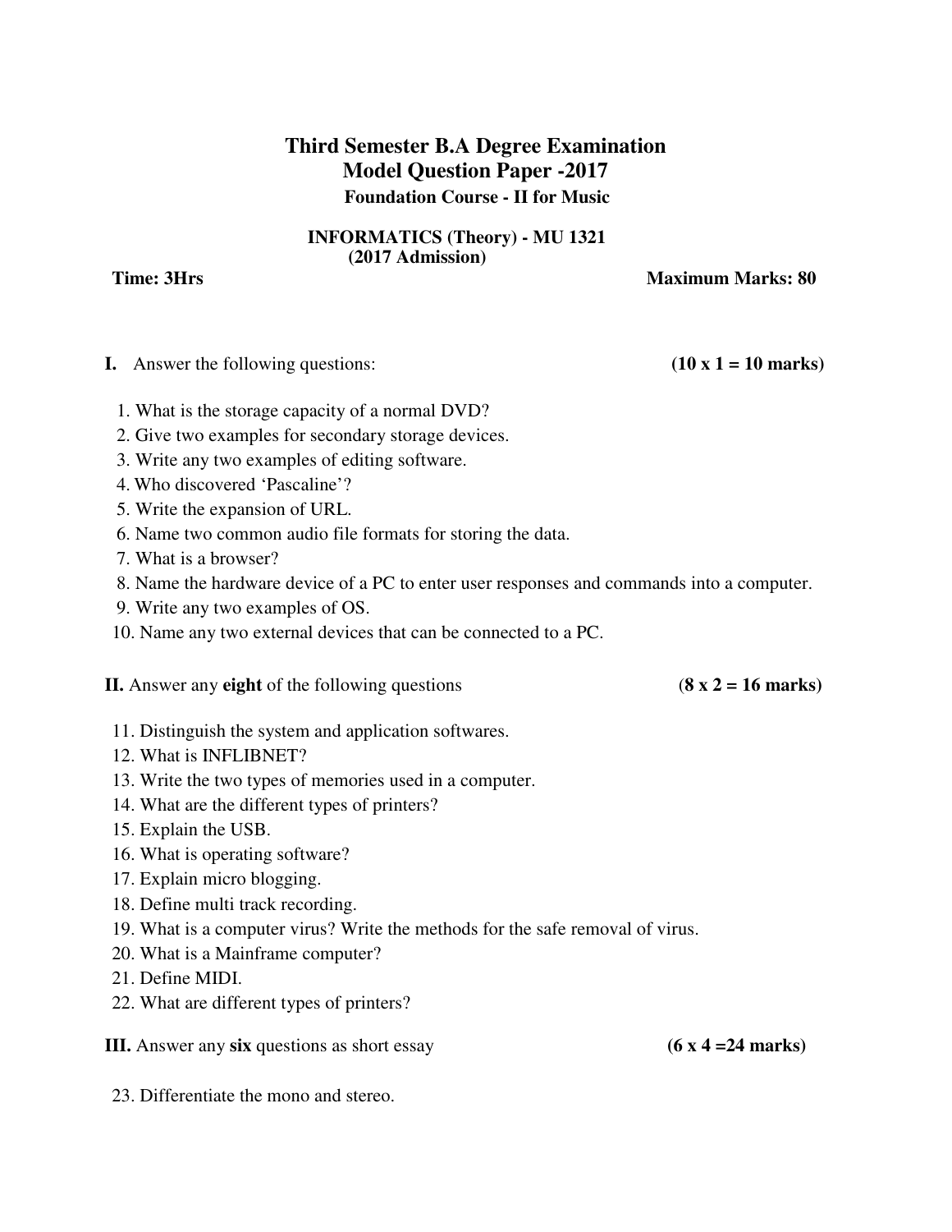# Third Semester B.A Degree Examination
## Model Question Paper -2017
### Foundation Course - II for Music

**INFORMATICS (Theory) - MU 1321**
**(2017 Admission)**

**Time: 3Hrs** **Maximum Marks: 80**

**I.** Answer the following questions: **(10 x 1 = 10 marks)**

1. What is the storage capacity of a normal DVD?
2. Give two examples for secondary storage devices.
3. Write any two examples of editing software.
4. Who discovered 'Pascaline'?
5. Write the expansion of URL.
6. Name two common audio file formats for storing the data.
7. What is a browser?
8. Name the hardware device of a PC to enter user responses and commands into a computer.
9. Write any two examples of OS.
10. Name any two external devices that can be connected to a PC.

**II.** Answer any **eight** of the following questions **(8 x 2 = 16 marks)**

11. Distinguish the system and application softwares.
12. What is INFLIBNET?
13. Write the two types of memories used in a computer.
14. What are the different types of printers?
15. Explain the USB.
16. What is operating software?
17. Explain micro blogging.
18. Define multi track recording.
19. What is a computer virus? Write the methods for the safe removal of virus.
20. What is a Mainframe computer?
21. Define MIDI.
22. What are different types of printers?

**III.** Answer any **six** questions as short essay **(6 x 4 =24 marks)**

23. Differentiate the mono and stereo.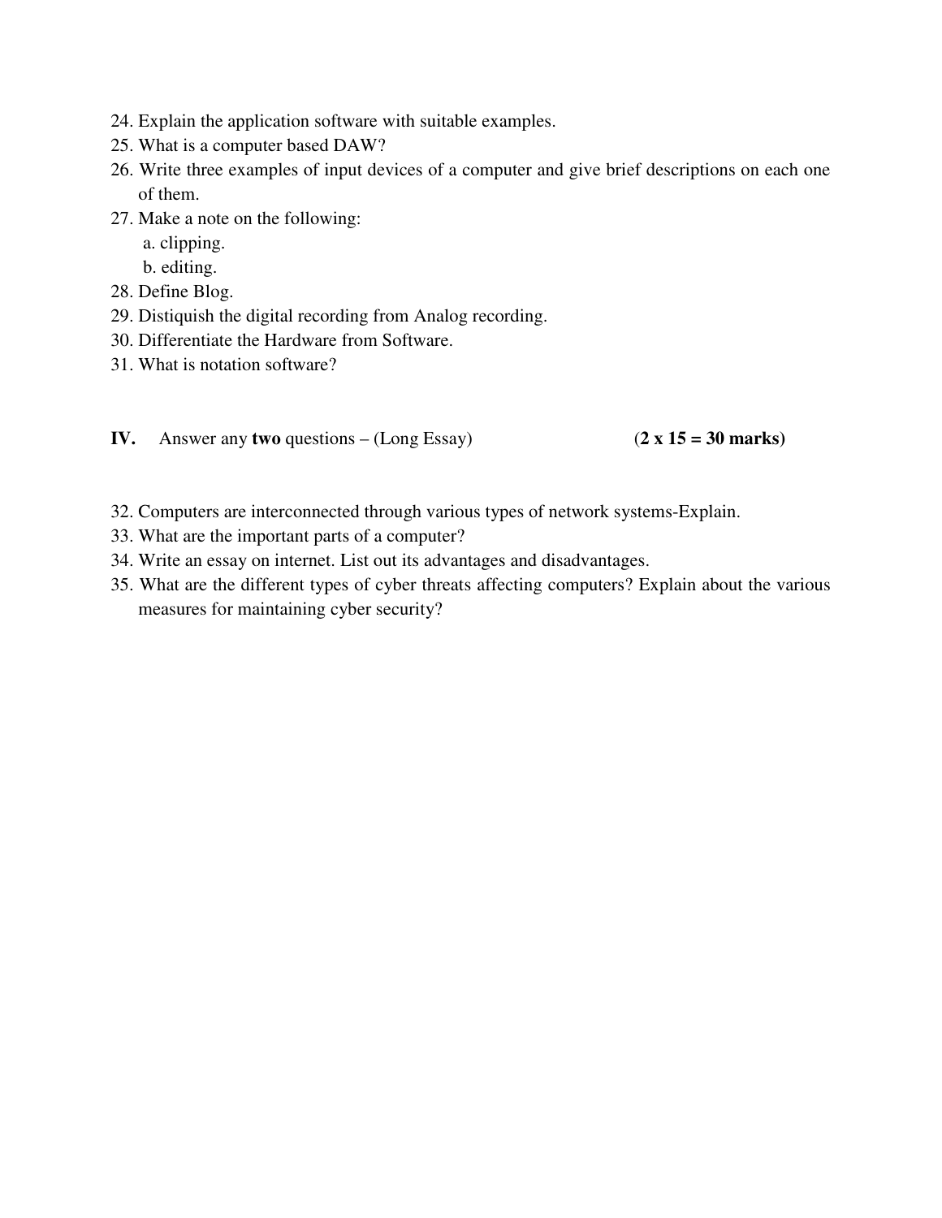24. Explain the application software with suitable examples.
25. What is a computer based DAW?
26. Write three examples of input devices of a computer and give brief descriptions on each one of them.
27. Make a note on the following:
    a. clipping.
    b. editing.
28. Define Blog.
29. Distiquish the digital recording from Analog recording.
30. Differentiate the Hardware from Software.
31. What is notation software?

**IV.** Answer any **two** questions – (Long Essay) **(2 x 15 = 30 marks)**

32. Computers are interconnected through various types of network systems-Explain.
33. What are the important parts of a computer?
34. Write an essay on internet. List out its advantages and disadvantages.
35. What are the different types of cyber threats affecting computers? Explain about the various measures for maintaining cyber security?